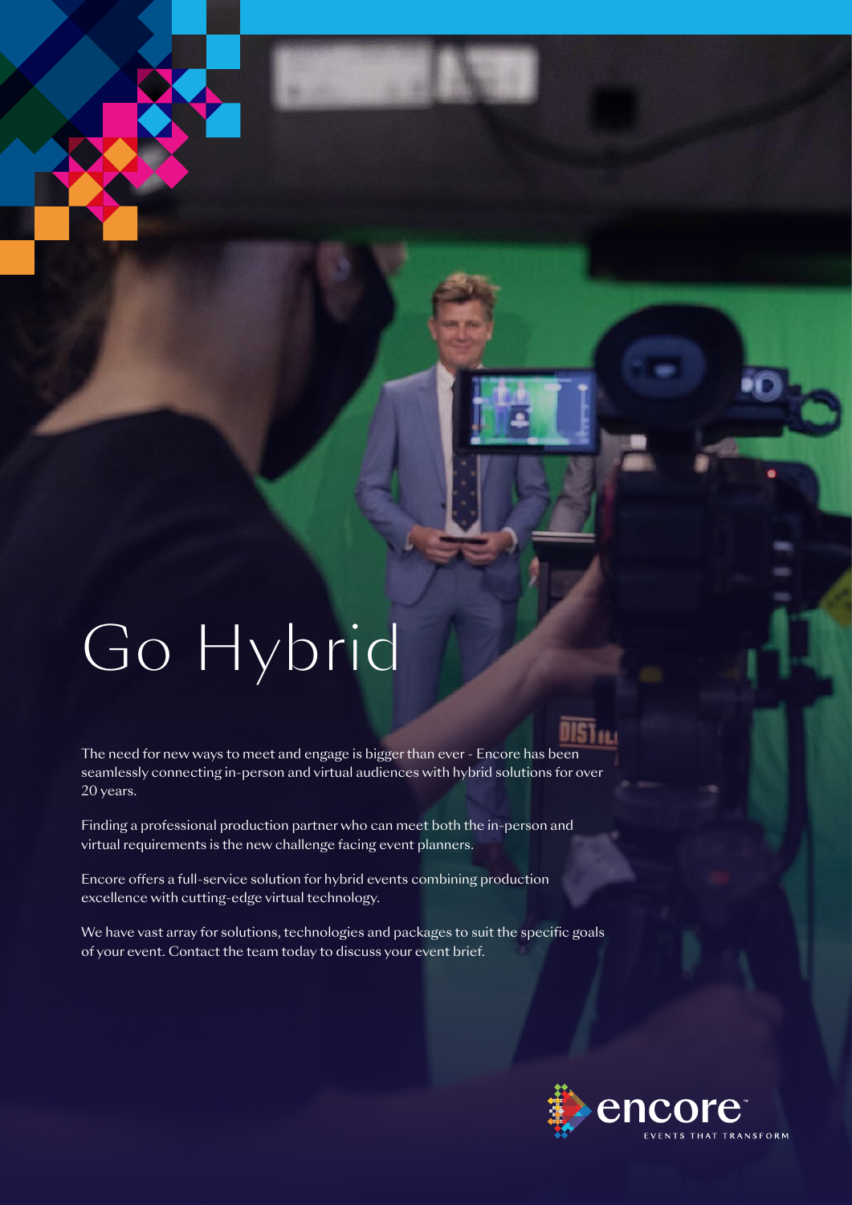# Go Hybrid

The need for new ways to meet and engage is bigger than ever - Encore has been seamlessly connecting in-person and virtual audiences with hybrid solutions for over 20 years.

Finding a professional production partner who can meet both the in-person and virtual requirements is the new challenge facing event planners.

Encore offers a full-service solution for hybrid events combining production excellence with cutting-edge virtual technology.

We have vast array for solutions, technologies and packages to suit the specific goals of your event. Contact the team today to discuss your event brief.

encore™
EVENTS THAT TRANSFORM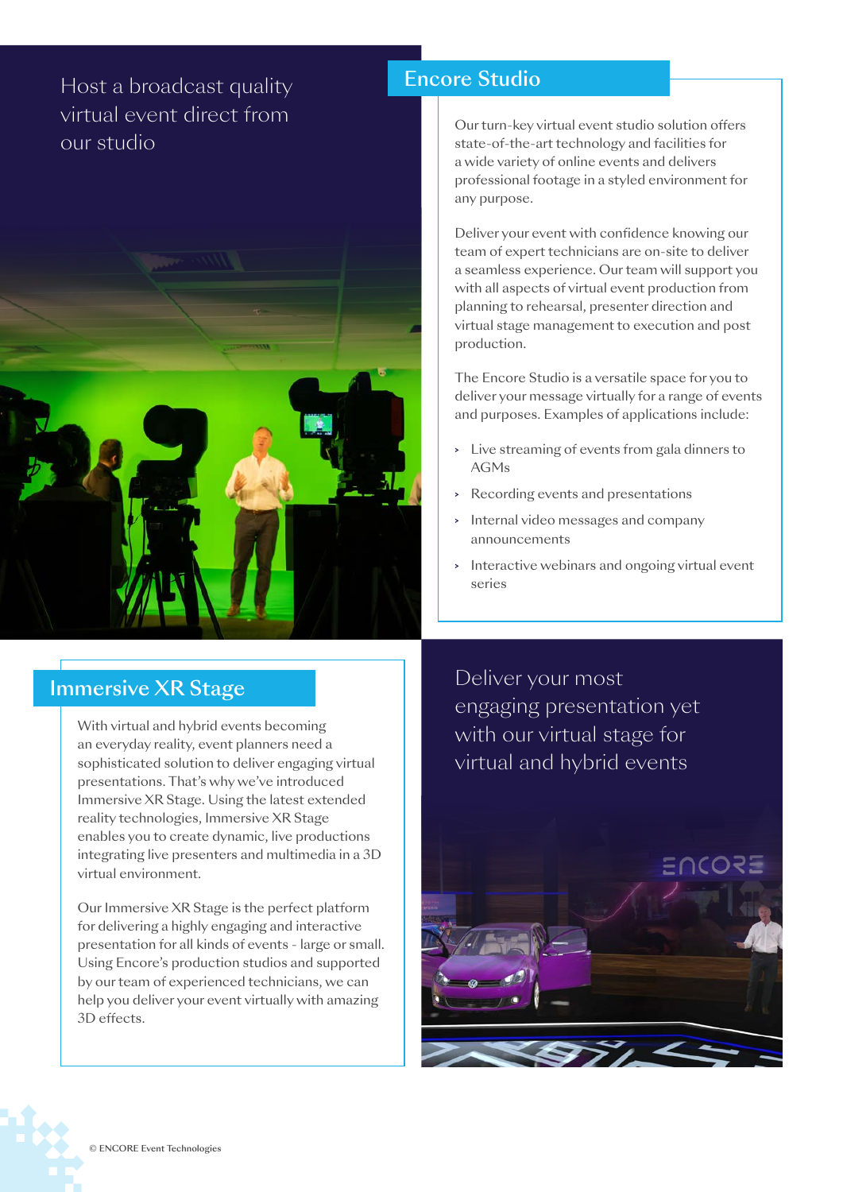Host a broadcast quality virtual event direct from our studio

## Encore Studio

Our turn-key virtual event studio solution offers state-of-the-art technology and facilities for a wide variety of online events and delivers professional footage in a styled environment for any purpose.

Deliver your event with confidence knowing our team of expert technicians are on-site to deliver a seamless experience. Our team will support you with all aspects of virtual event production from planning to rehearsal, presenter direction and virtual stage management to execution and post production.

The Encore Studio is a versatile space for you to deliver your message virtually for a range of events and purposes. Examples of applications include:

- Live streaming of events from gala dinners to AGMs
- Recording events and presentations
- Internal video messages and company announcements
- Interactive webinars and ongoing virtual event series

## Immersive XR Stage

With virtual and hybrid events becoming an everyday reality, event planners need a sophisticated solution to deliver engaging virtual presentations. That's why we've introduced Immersive XR Stage. Using the latest extended reality technologies, Immersive XR Stage enables you to create dynamic, live productions integrating live presenters and multimedia in a 3D virtual environment.

Our Immersive XR Stage is the perfect platform for delivering a highly engaging and interactive presentation for all kinds of events - large or small. Using Encore's production studios and supported by our team of experienced technicians, we can help you deliver your event virtually with amazing 3D effects.

Deliver your most engaging presentation yet with our virtual stage for virtual and hybrid events

© ENCORE Event Technologies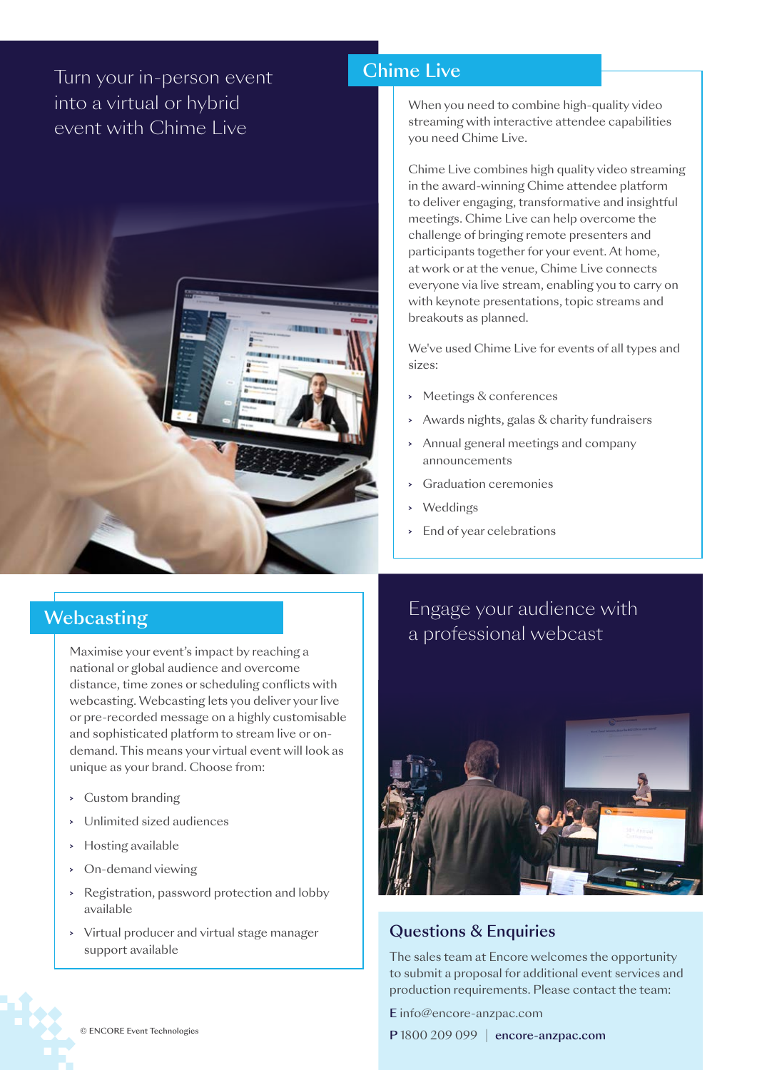Turn your in-person event into a virtual or hybrid event with Chime Live

## Chime Live

When you need to combine high-quality video streaming with interactive attendee capabilities you need Chime Live.

Chime Live combines high quality video streaming in the award-winning Chime attendee platform to deliver engaging, transformative and insightful meetings. Chime Live can help overcome the challenge of bringing remote presenters and participants together for your event. At home, at work or at the venue, Chime Live connects everyone via live stream, enabling you to carry on with keynote presentations, topic streams and breakouts as planned.

We've used Chime Live for events of all types and sizes:

- Meetings & conferences
- Awards nights, galas & charity fundraisers
- Annual general meetings and company announcements
- Graduation ceremonies
- Weddings
- End of year celebrations

## Webcasting

Maximise your event's impact by reaching a national or global audience and overcome distance, time zones or scheduling conflicts with webcasting. Webcasting lets you deliver your live or pre-recorded message on a highly customisable and sophisticated platform to stream live or on-demand. This means your virtual event will look as unique as your brand. Choose from:

- Custom branding
- Unlimited sized audiences
- Hosting available
- On-demand viewing
- Registration, password protection and lobby available
- Virtual producer and virtual stage manager support available

Engage your audience with a professional webcast

## Questions & Enquiries

The sales team at Encore welcomes the opportunity to submit a proposal for additional event services and production requirements. Please contact the team:

**E** info@encore-anzpac.com

**P** 1800 209 099 | **encore-anzpac.com**

© ENCORE Event Technologies